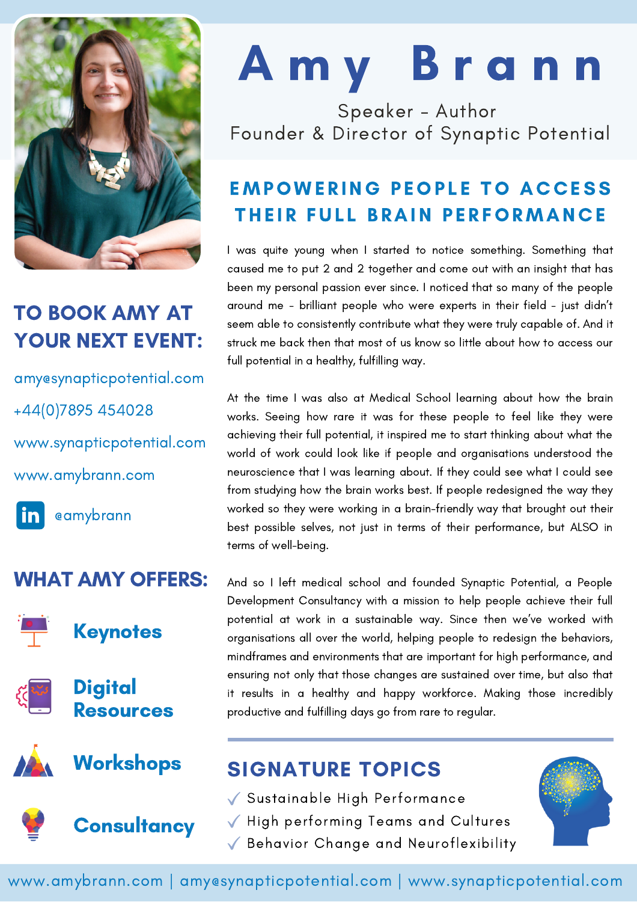# Amy Brann

Speaker - Author
Founder & Director of Synaptic Potential

## EMPOWERING PEOPLE TO ACCESS THEIR FULL BRAIN PERFORMANCE

I was quite young when I started to notice something. Something that caused me to put 2 and 2 together and come out with an insight that has been my personal passion ever since. I noticed that so many of the people around me - brilliant people who were experts in their field - just didn't seem able to consistently contribute what they were truly capable of. And it struck me back then that most of us know so little about how to access our full potential in a healthy, fulfilling way.

At the time I was also at Medical School learning about how the brain works. Seeing how rare it was for these people to feel like they were achieving their full potential, it inspired me to start thinking about what the world of work could look like if people and organisations understood the neuroscience that I was learning about. If they could see what I could see from studying how the brain works best. If people redesigned the way they worked so they were working in a brain-friendly way that brought out their best possible selves, not just in terms of their performance, but ALSO in terms of well-being.

And so I left medical school and founded Synaptic Potential, a People Development Consultancy with a mission to help people achieve their full potential at work in a sustainable way. Since then we've worked with organisations all over the world, helping people to redesign the behaviors, mindframes and environments that are important for high performance, and ensuring not only that those changes are sustained over time, but also that it results in a healthy and happy workforce. Making those incredibly productive and fulfilling days go from rare to regular.

## TO BOOK AMY AT YOUR NEXT EVENT:

amy@synapticpotential.com

+44(0)7895 454028

www.synapticpotential.com

www.amybrann.com

in @amybrann

## WHAT AMY OFFERS:

- Keynotes
- Digital Resources
- Workshops
- Consultancy

## SIGNATURE TOPICS

- ✓ Sustainable High Performance
- ✓ High performing Teams and Cultures
- ✓ Behavior Change and Neuroflexibility

www.amybrann.com | amy@synapticpotential.com | www.synapticpotential.com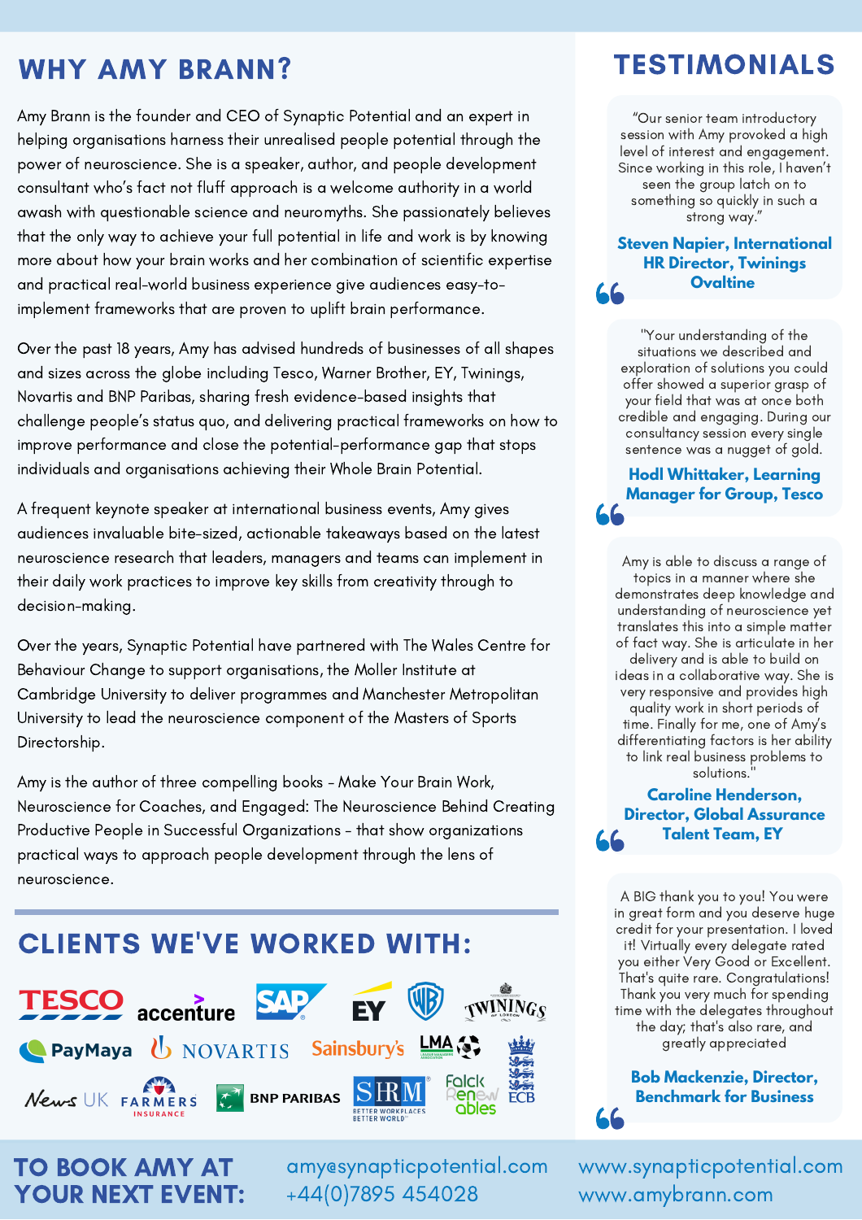## WHY AMY BRANN?

Amy Brann is the founder and CEO of Synaptic Potential and an expert in helping organisations harness their unrealised people potential through the power of neuroscience. She is a speaker, author, and people development consultant who's fact not fluff approach is a welcome authority in a world awash with questionable science and neuromyths. She passionately believes that the only way to achieve your full potential in life and work is by knowing more about how your brain works and her combination of scientific expertise and practical real-world business experience give audiences easy-to-implement frameworks that are proven to uplift brain performance.

Over the past 18 years, Amy has advised hundreds of businesses of all shapes and sizes across the globe including Tesco, Warner Brother, EY, Twinings, Novartis and BNP Paribas, sharing fresh evidence-based insights that challenge people's status quo, and delivering practical frameworks on how to improve performance and close the potential-performance gap that stops individuals and organisations achieving their Whole Brain Potential.

A frequent keynote speaker at international business events, Amy gives audiences invaluable bite-sized, actionable takeaways based on the latest neuroscience research that leaders, managers and teams can implement in their daily work practices to improve key skills from creativity through to decision-making.

Over the years, Synaptic Potential have partnered with The Wales Centre for Behaviour Change to support organisations, the Moller Institute at Cambridge University to deliver programmes and Manchester Metropolitan University to lead the neuroscience component of the Masters of Sports Directorship.

Amy is the author of three compelling books - Make Your Brain Work, Neuroscience for Coaches, and Engaged: The Neuroscience Behind Creating Productive People in Successful Organizations - that show organizations practical ways to approach people development through the lens of neuroscience.

## CLIENTS WE'VE WORKED WITH:

TESCO, accenture, SAP, EY, WB, TWININGS of London, PayMaya, NOVARTIS, Sainsbury's, LMA, News UK, FARMERS INSURANCE, BNP PARIBAS, SHRM Better Workplaces Better World, Falck Renewables, ECB

## TESTIMONIALS

"Our senior team introductory session with Amy provoked a high level of interest and engagement. Since working in this role, I haven't seen the group latch on to something so quickly in such a strong way."

**Steven Napier, International HR Director, Twinings Ovaltine**

"Your understanding of the situations we described and exploration of solutions you could offer showed a superior grasp of your field that was at once both credible and engaging. During our consultancy session every single sentence was a nugget of gold.

**Hodl Whittaker, Learning Manager for Group, Tesco**

Amy is able to discuss a range of topics in a manner where she demonstrates deep knowledge and understanding of neuroscience yet translates this into a simple matter of fact way. She is articulate in her delivery and is able to build on ideas in a collaborative way. She is very responsive and provides high quality work in short periods of time. Finally for me, one of Amy's differentiating factors is her ability to link real business problems to solutions."

**Caroline Henderson, Director, Global Assurance Talent Team, EY**

A BIG thank you to you! You were in great form and you deserve huge credit for your presentation. I loved it! Virtually every delegate rated you either Very Good or Excellent. That's quite rare. Congratulations! Thank you very much for spending time with the delegates throughout the day; that's also rare, and greatly appreciated

**Bob Mackenzie, Director, Benchmark for Business**

## TO BOOK AMY AT YOUR NEXT EVENT:

amy@synapticpotential.com
+44(0)7895 454028

www.synapticpotential.com
www.amybrann.com